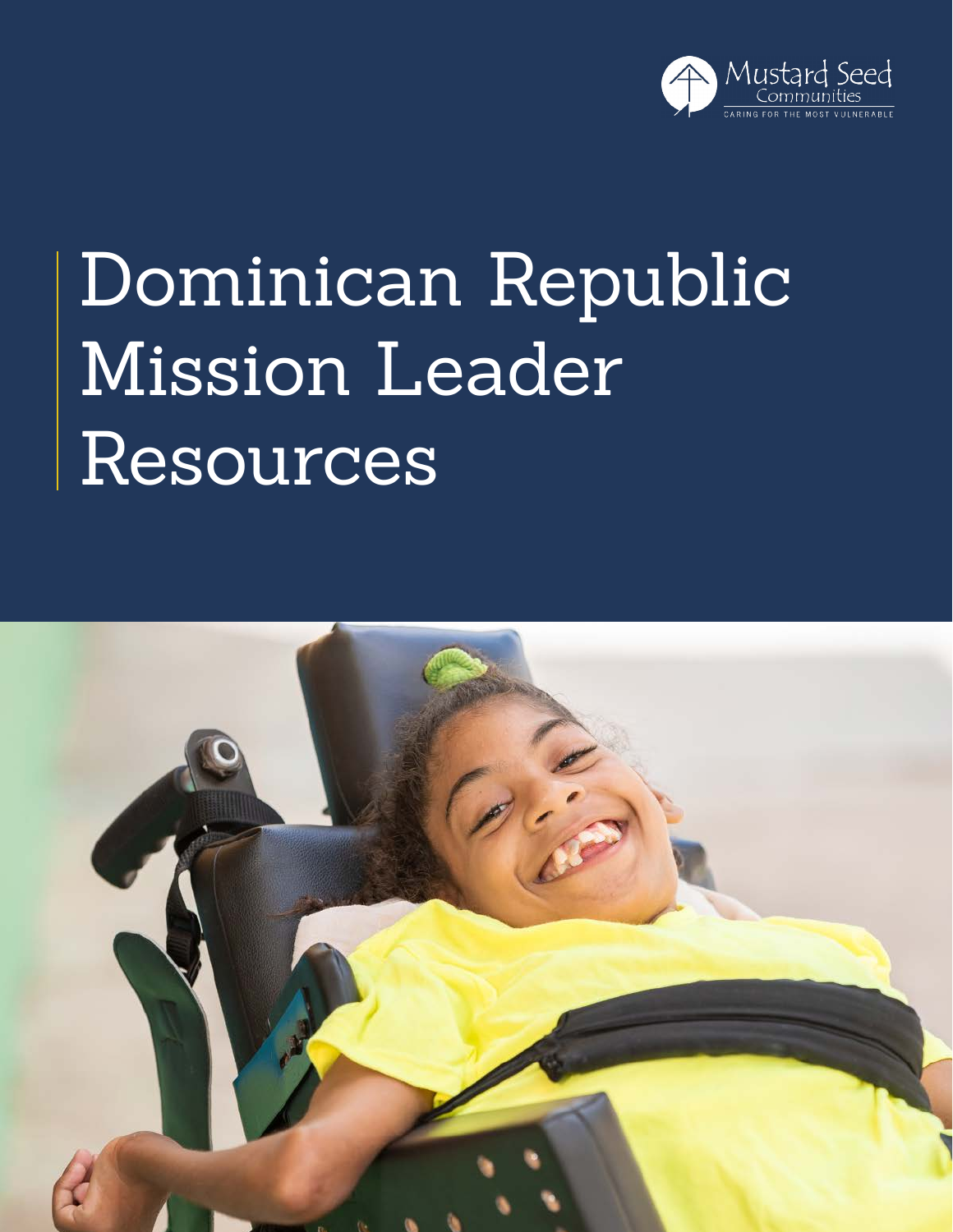Mustard Seed Communities

CARING FOR THE MOST VULNERABLE

# Dominican Republic Mission Leader Resources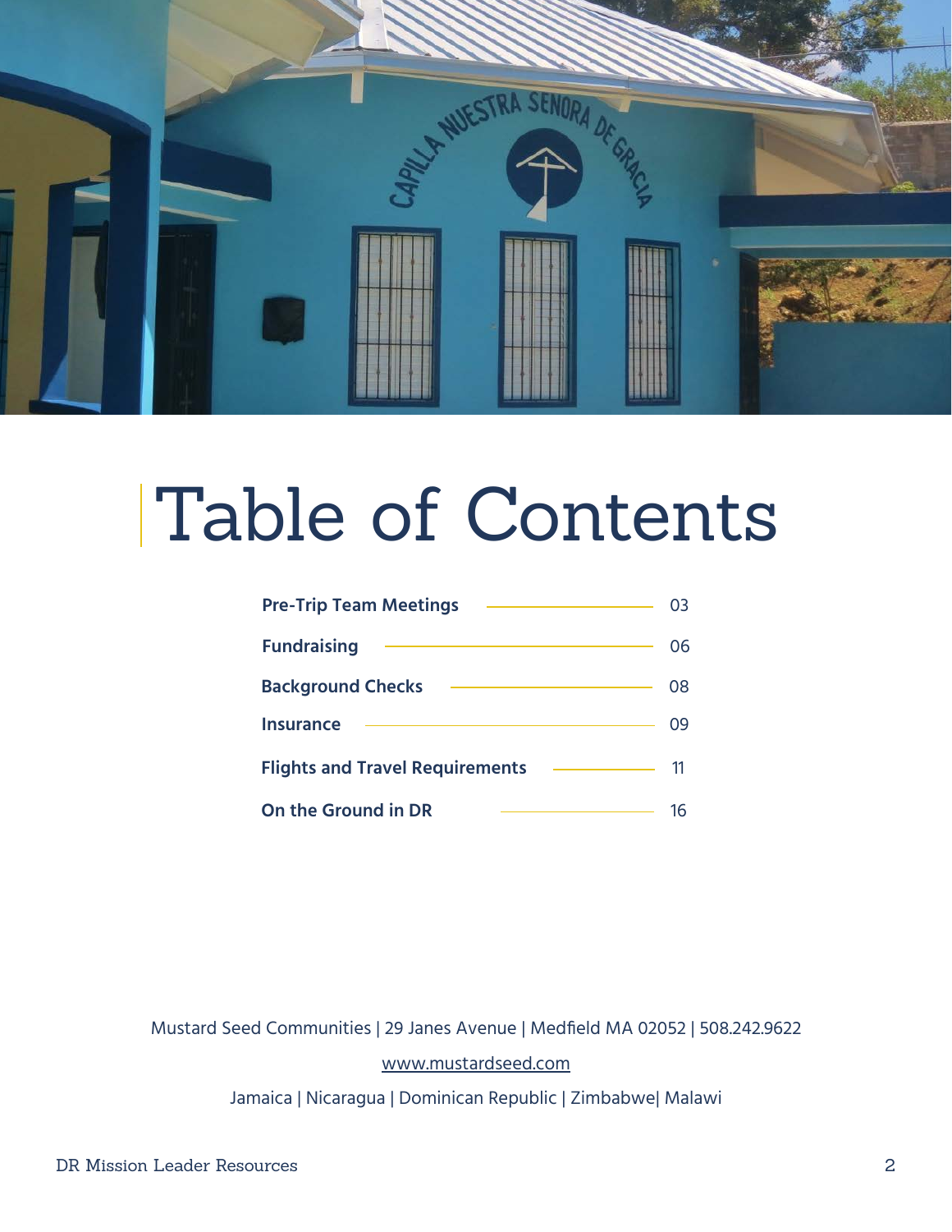# Table of Contents

| Section | Page |
|---|---|
| **Pre-Trip Team Meetings** | 03 |
| **Fundraising** | 06 |
| **Background Checks** | 08 |
| **Insurance** | 09 |
| **Flights and Travel Requirements** | 11 |
| **On the Ground in DR** | 16 |

Mustard Seed Communities | 29 Janes Avenue | Medfield MA 02052 | 508.242.9622

www.mustardseed.com

Jamaica | Nicaragua | Dominican Republic | Zimbabwe| Malawi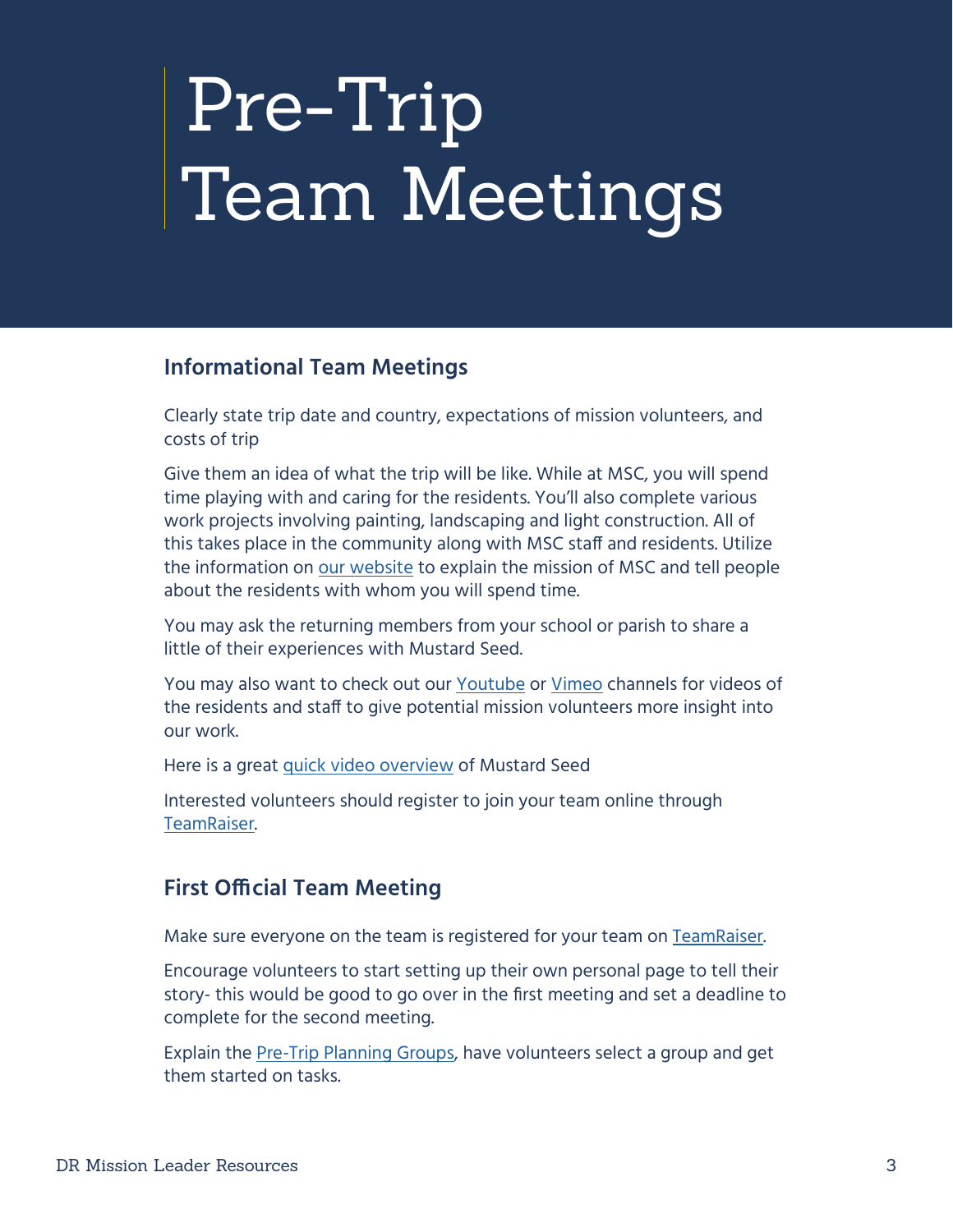# Pre-Trip Team Meetings

## Informational Team Meetings

Clearly state trip date and country, expectations of mission volunteers, and costs of trip

Give them an idea of what the trip will be like. While at MSC, you will spend time playing with and caring for the residents. You'll also complete various work projects involving painting, landscaping and light construction. All of this takes place in the community along with MSC staff and residents. Utilize the information on our website to explain the mission of MSC and tell people about the residents with whom you will spend time.

You may ask the returning members from your school or parish to share a little of their experiences with Mustard Seed.

You may also want to check out our Youtube or Vimeo channels for videos of the residents and staff to give potential mission volunteers more insight into our work.

Here is a great quick video overview of Mustard Seed

Interested volunteers should register to join your team online through TeamRaiser.

## First Official Team Meeting

Make sure everyone on the team is registered for your team on TeamRaiser.

Encourage volunteers to start setting up their own personal page to tell their story- this would be good to go over in the first meeting and set a deadline to complete for the second meeting.

Explain the Pre-Trip Planning Groups, have volunteers select a group and get them started on tasks.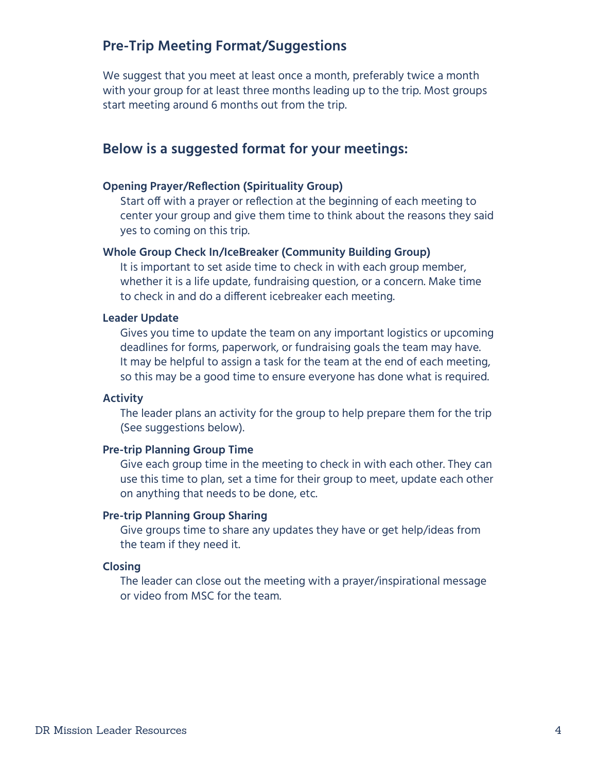## Pre-Trip Meeting Format/Suggestions

We suggest that you meet at least once a month, preferably twice a month with your group for at least three months leading up to the trip. Most groups start meeting around 6 months out from the trip.

## Below is a suggested format for your meetings:

**Opening Prayer/Reflection (Spirituality Group)**

Start off with a prayer or reflection at the beginning of each meeting to center your group and give them time to think about the reasons they said yes to coming on this trip.

**Whole Group Check In/IceBreaker (Community Building Group)**

It is important to set aside time to check in with each group member, whether it is a life update, fundraising question, or a concern. Make time to check in and do a different icebreaker each meeting.

**Leader Update**

Gives you time to update the team on any important logistics or upcoming deadlines for forms, paperwork, or fundraising goals the team may have. It may be helpful to assign a task for the team at the end of each meeting, so this may be a good time to ensure everyone has done what is required.

**Activity**

The leader plans an activity for the group to help prepare them for the trip (See suggestions below).

**Pre-trip Planning Group Time**

Give each group time in the meeting to check in with each other. They can use this time to plan, set a time for their group to meet, update each other on anything that needs to be done, etc.

**Pre-trip Planning Group Sharing**

Give groups time to share any updates they have or get help/ideas from the team if they need it.

**Closing**

The leader can close out the meeting with a prayer/inspirational message or video from MSC for the team.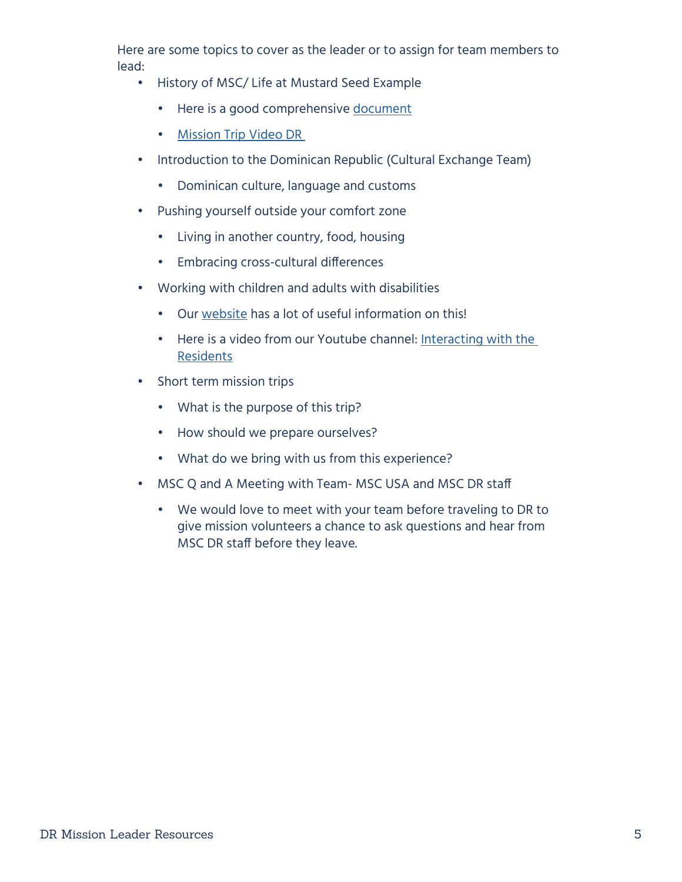Here are some topics to cover as the leader or to assign for team members to lead:

- History of MSC/ Life at Mustard Seed Example
    - Here is a good comprehensive document
    - Mission Trip Video DR
- Introduction to the Dominican Republic (Cultural Exchange Team)
    - Dominican culture, language and customs
- Pushing yourself outside your comfort zone
    - Living in another country, food, housing
    - Embracing cross-cultural differences
- Working with children and adults with disabilities
    - Our website has a lot of useful information on this!
    - Here is a video from our Youtube channel: Interacting with the Residents
- Short term mission trips
    - What is the purpose of this trip?
    - How should we prepare ourselves?
    - What do we bring with us from this experience?
- MSC Q and A Meeting with Team- MSC USA and MSC DR staff
    - We would love to meet with your team before traveling to DR to give mission volunteers a chance to ask questions and hear from MSC DR staff before they leave.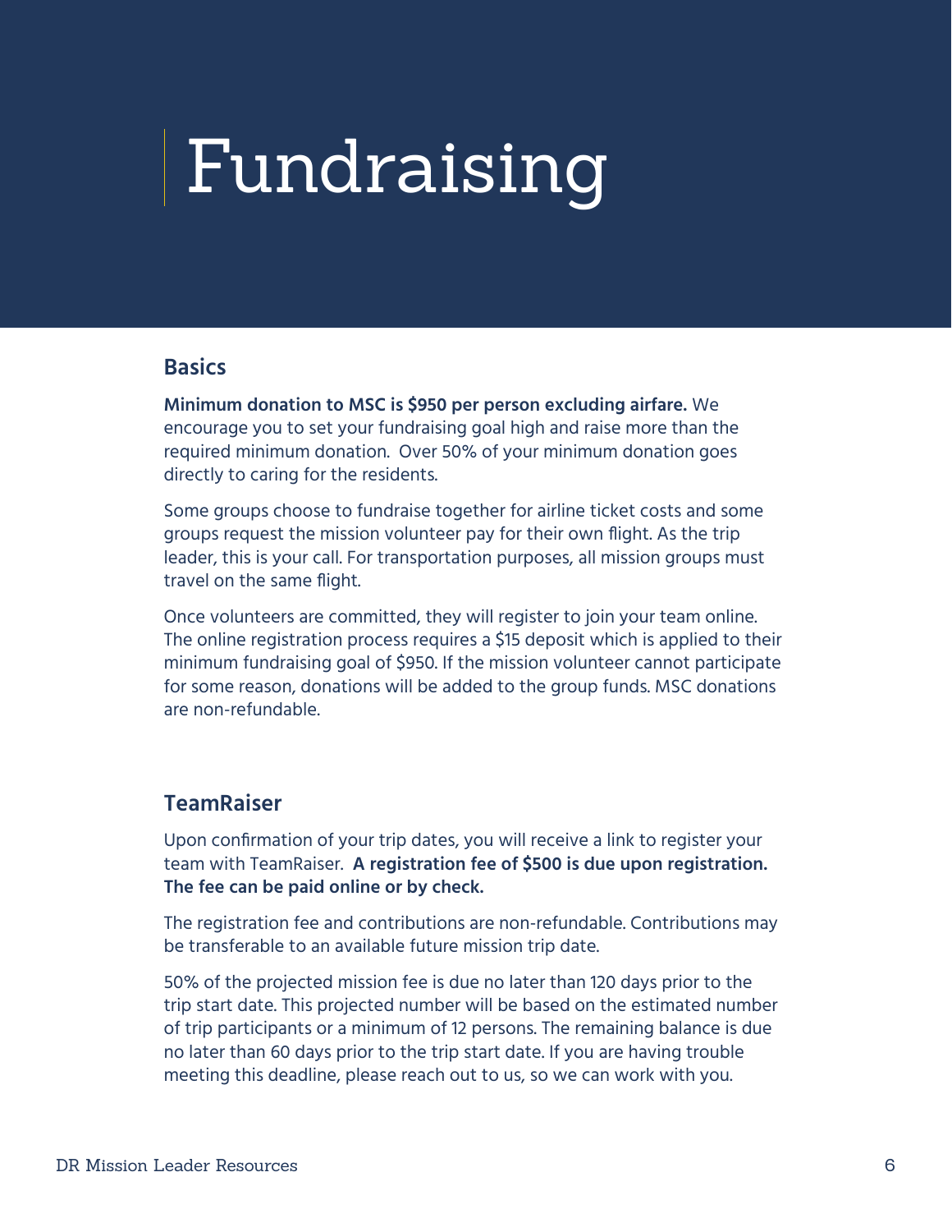# Fundraising

## Basics

**Minimum donation to MSC is $950 per person excluding airfare.** We encourage you to set your fundraising goal high and raise more than the required minimum donation. Over 50% of your minimum donation goes directly to caring for the residents.

Some groups choose to fundraise together for airline ticket costs and some groups request the mission volunteer pay for their own flight. As the trip leader, this is your call. For transportation purposes, all mission groups must travel on the same flight.

Once volunteers are committed, they will register to join your team online. The online registration process requires a $15 deposit which is applied to their minimum fundraising goal of $950. If the mission volunteer cannot participate for some reason, donations will be added to the group funds. MSC donations are non-refundable.

## TeamRaiser

Upon confirmation of your trip dates, you will receive a link to register your team with TeamRaiser. **A registration fee of $500 is due upon registration. The fee can be paid online or by check.**

The registration fee and contributions are non-refundable. Contributions may be transferable to an available future mission trip date.

50% of the projected mission fee is due no later than 120 days prior to the trip start date. This projected number will be based on the estimated number of trip participants or a minimum of 12 persons. The remaining balance is due no later than 60 days prior to the trip start date. If you are having trouble meeting this deadline, please reach out to us, so we can work with you.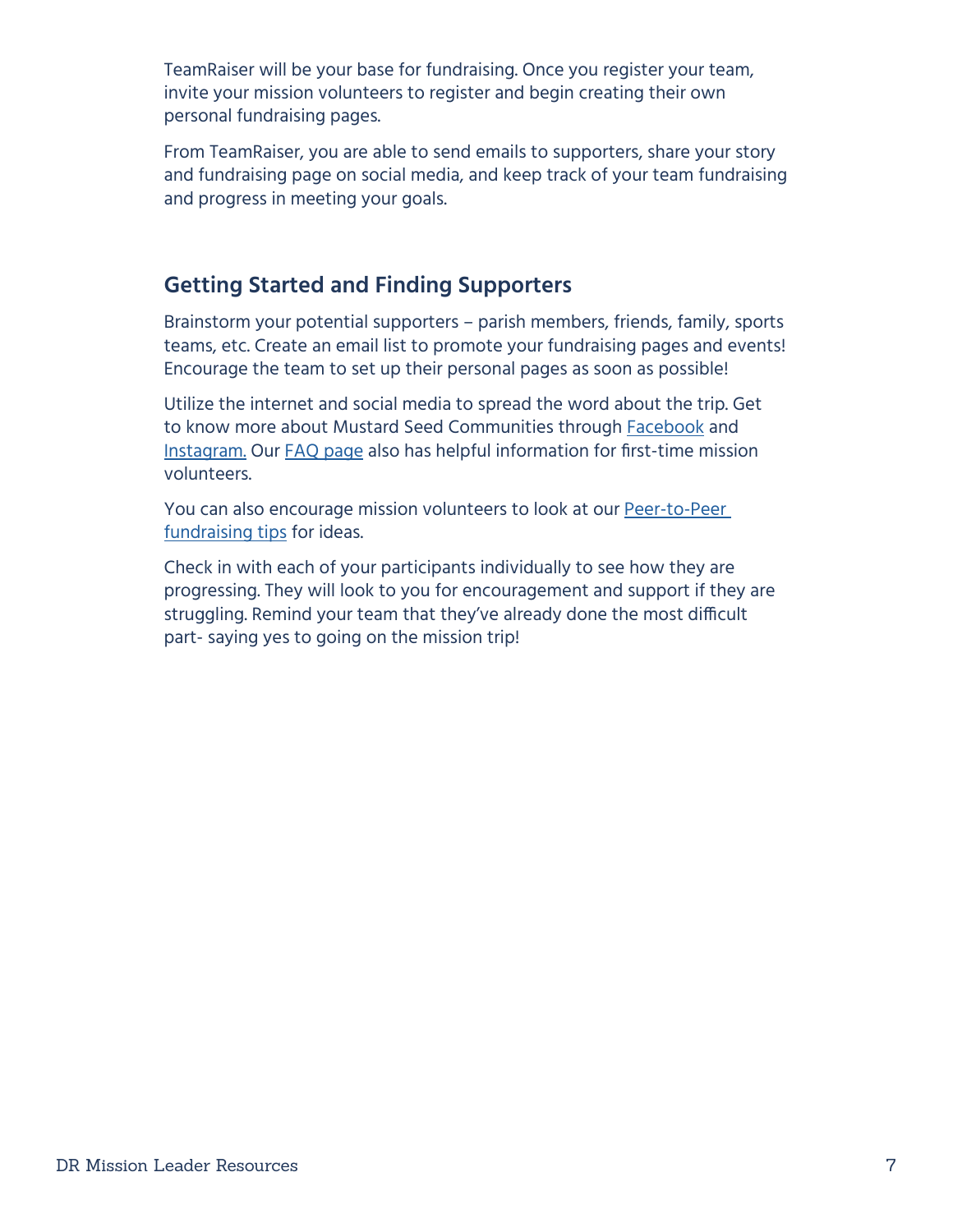TeamRaiser will be your base for fundraising. Once you register your team, invite your mission volunteers to register and begin creating their own personal fundraising pages.

From TeamRaiser, you are able to send emails to supporters, share your story and fundraising page on social media, and keep track of your team fundraising and progress in meeting your goals.

## Getting Started and Finding Supporters

Brainstorm your potential supporters – parish members, friends, family, sports teams, etc. Create an email list to promote your fundraising pages and events! Encourage the team to set up their personal pages as soon as possible!

Utilize the internet and social media to spread the word about the trip. Get to know more about Mustard Seed Communities through Facebook and Instagram. Our FAQ page also has helpful information for first-time mission volunteers.

You can also encourage mission volunteers to look at our Peer-to-Peer fundraising tips for ideas.

Check in with each of your participants individually to see how they are progressing. They will look to you for encouragement and support if they are struggling. Remind your team that they've already done the most difficult part- saying yes to going on the mission trip!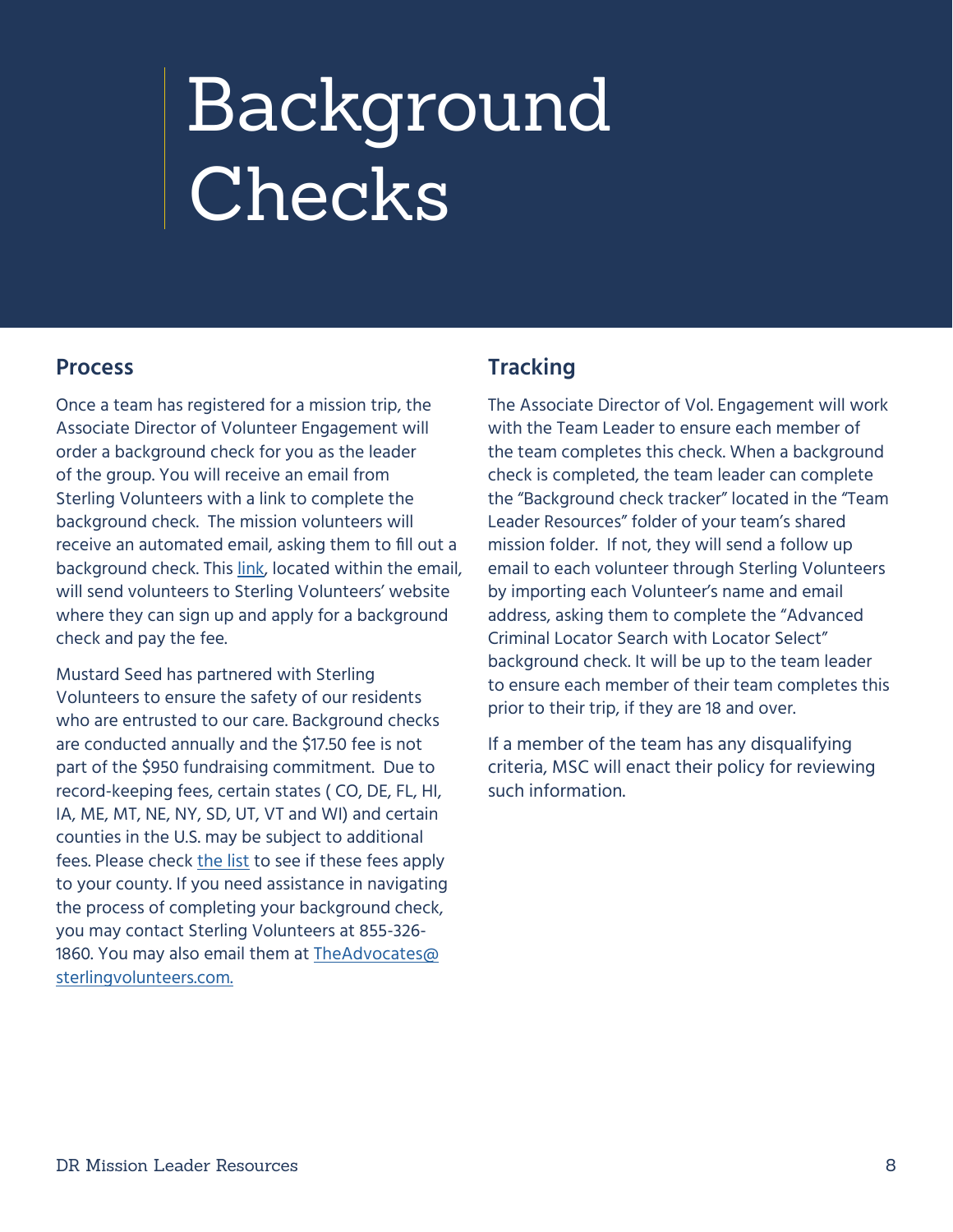# Background Checks

## Process

Once a team has registered for a mission trip, the Associate Director of Volunteer Engagement will order a background check for you as the leader of the group. You will receive an email from Sterling Volunteers with a link to complete the background check. The mission volunteers will receive an automated email, asking them to fill out a background check. This link, located within the email, will send volunteers to Sterling Volunteers' website where they can sign up and apply for a background check and pay the fee.

Mustard Seed has partnered with Sterling Volunteers to ensure the safety of our residents who are entrusted to our care. Background checks are conducted annually and the $17.50 fee is not part of the $950 fundraising commitment. Due to record-keeping fees, certain states ( CO, DE, FL, HI, IA, ME, MT, NE, NY, SD, UT, VT and WI) and certain counties in the U.S. may be subject to additional fees. Please check the list to see if these fees apply to your county. If you need assistance in navigating the process of completing your background check, you may contact Sterling Volunteers at 855-326-1860. You may also email them at TheAdvocates@sterlingvolunteers.com.

## Tracking

The Associate Director of Vol. Engagement will work with the Team Leader to ensure each member of the team completes this check. When a background check is completed, the team leader can complete the "Background check tracker" located in the "Team Leader Resources" folder of your team's shared mission folder. If not, they will send a follow up email to each volunteer through Sterling Volunteers by importing each Volunteer's name and email address, asking them to complete the "Advanced Criminal Locator Search with Locator Select" background check. It will be up to the team leader to ensure each member of their team completes this prior to their trip, if they are 18 and over.

If a member of the team has any disqualifying criteria, MSC will enact their policy for reviewing such information.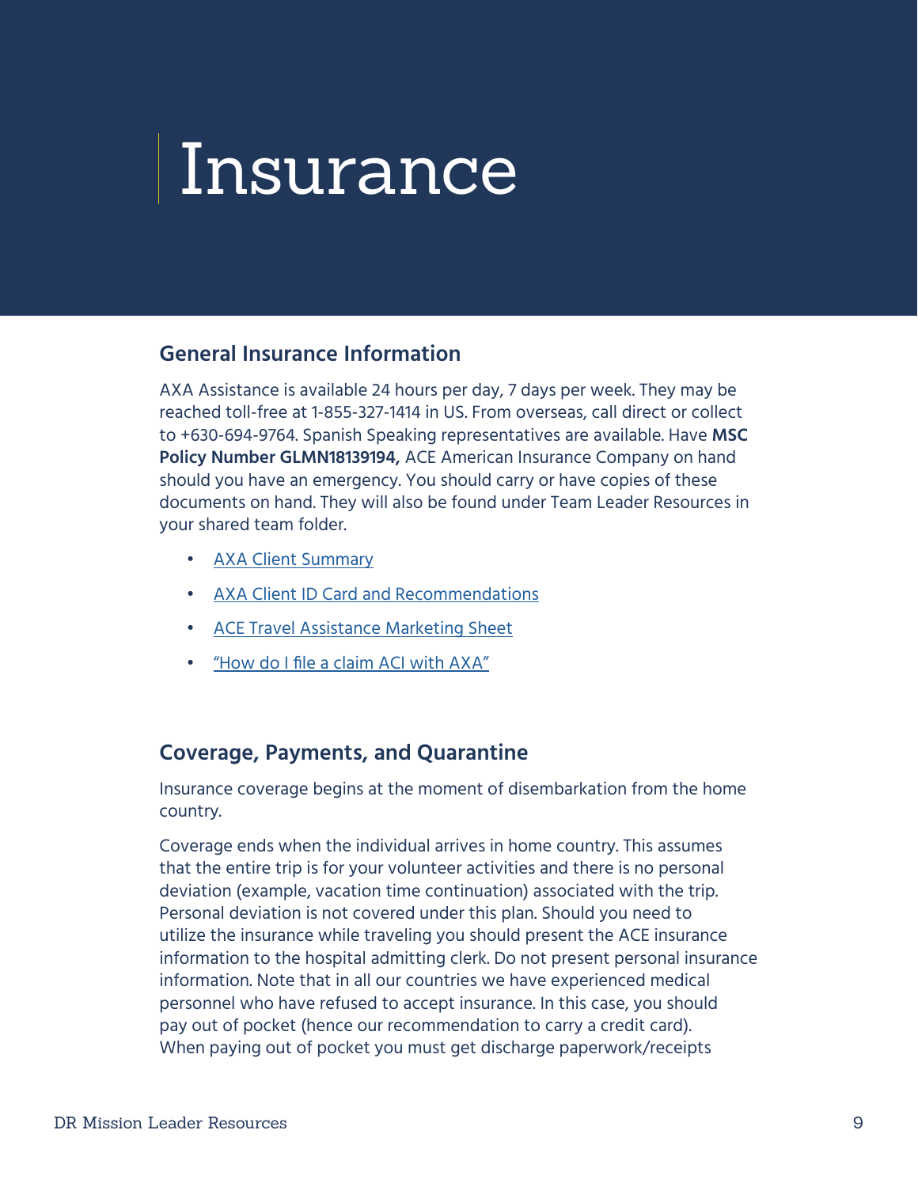# Insurance

## General Insurance Information

AXA Assistance is available 24 hours per day, 7 days per week. They may be reached toll-free at 1-855-327-1414 in US. From overseas, call direct or collect to +630-694-9764. Spanish Speaking representatives are available. Have **MSC Policy Number GLMN18139194,** ACE American Insurance Company on hand should you have an emergency. You should carry or have copies of these documents on hand. They will also be found under Team Leader Resources in your shared team folder.

- AXA Client Summary
- AXA Client ID Card and Recommendations
- ACE Travel Assistance Marketing Sheet
- "How do I file a claim ACI with AXA"

## Coverage, Payments, and Quarantine

Insurance coverage begins at the moment of disembarkation from the home country.

Coverage ends when the individual arrives in home country. This assumes that the entire trip is for your volunteer activities and there is no personal deviation (example, vacation time continuation) associated with the trip. Personal deviation is not covered under this plan. Should you need to utilize the insurance while traveling you should present the ACE insurance information to the hospital admitting clerk. Do not present personal insurance information. Note that in all our countries we have experienced medical personnel who have refused to accept insurance. In this case, you should pay out of pocket (hence our recommendation to carry a credit card). When paying out of pocket you must get discharge paperwork/receipts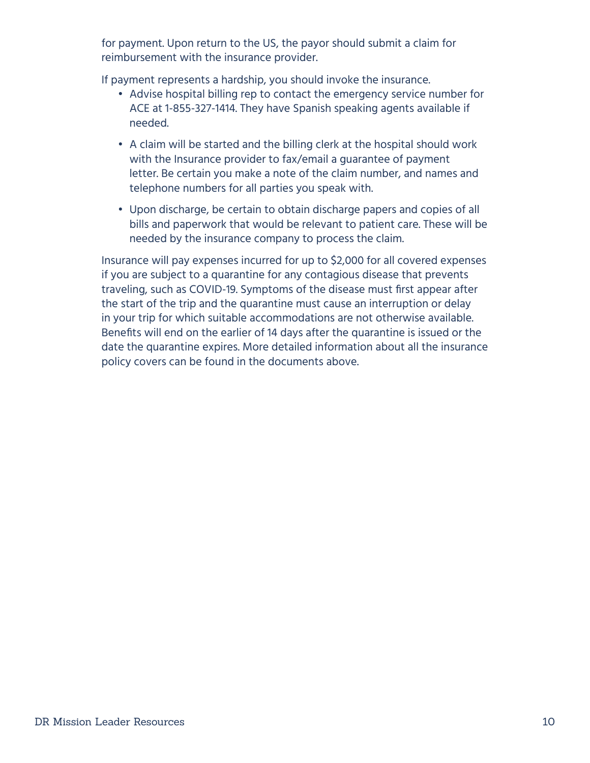for payment. Upon return to the US, the payor should submit a claim for reimbursement with the insurance provider.

If payment represents a hardship, you should invoke the insurance.

- Advise hospital billing rep to contact the emergency service number for ACE at 1-855-327-1414. They have Spanish speaking agents available if needed.
- A claim will be started and the billing clerk at the hospital should work with the Insurance provider to fax/email a guarantee of payment letter. Be certain you make a note of the claim number, and names and telephone numbers for all parties you speak with.
- Upon discharge, be certain to obtain discharge papers and copies of all bills and paperwork that would be relevant to patient care. These will be needed by the insurance company to process the claim.

Insurance will pay expenses incurred for up to $2,000 for all covered expenses if you are subject to a quarantine for any contagious disease that prevents traveling, such as COVID-19. Symptoms of the disease must first appear after the start of the trip and the quarantine must cause an interruption or delay in your trip for which suitable accommodations are not otherwise available. Benefits will end on the earlier of 14 days after the quarantine is issued or the date the quarantine expires. More detailed information about all the insurance policy covers can be found in the documents above.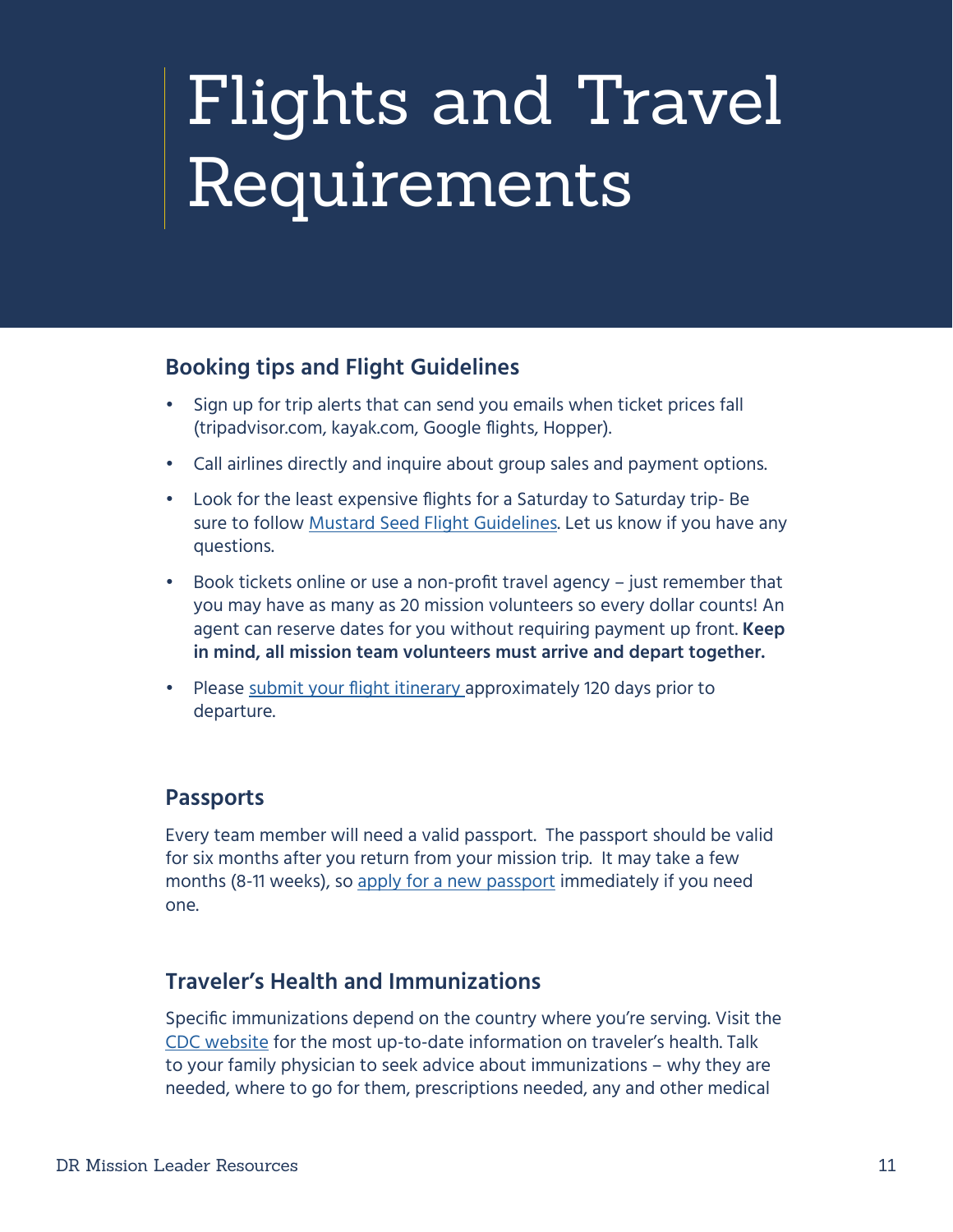# Flights and Travel Requirements

## Booking tips and Flight Guidelines

- Sign up for trip alerts that can send you emails when ticket prices fall (tripadvisor.com, kayak.com, Google flights, Hopper).
- Call airlines directly and inquire about group sales and payment options.
- Look for the least expensive flights for a Saturday to Saturday trip- Be sure to follow Mustard Seed Flight Guidelines. Let us know if you have any questions.
- Book tickets online or use a non-profit travel agency – just remember that you may have as many as 20 mission volunteers so every dollar counts! An agent can reserve dates for you without requiring payment up front. **Keep in mind, all mission team volunteers must arrive and depart together.**
- Please submit your flight itinerary approximately 120 days prior to departure.

## Passports

Every team member will need a valid passport. The passport should be valid for six months after you return from your mission trip. It may take a few months (8-11 weeks), so apply for a new passport immediately if you need one.

## Traveler's Health and Immunizations

Specific immunizations depend on the country where you're serving. Visit the CDC website for the most up-to-date information on traveler's health. Talk to your family physician to seek advice about immunizations – why they are needed, where to go for them, prescriptions needed, any and other medical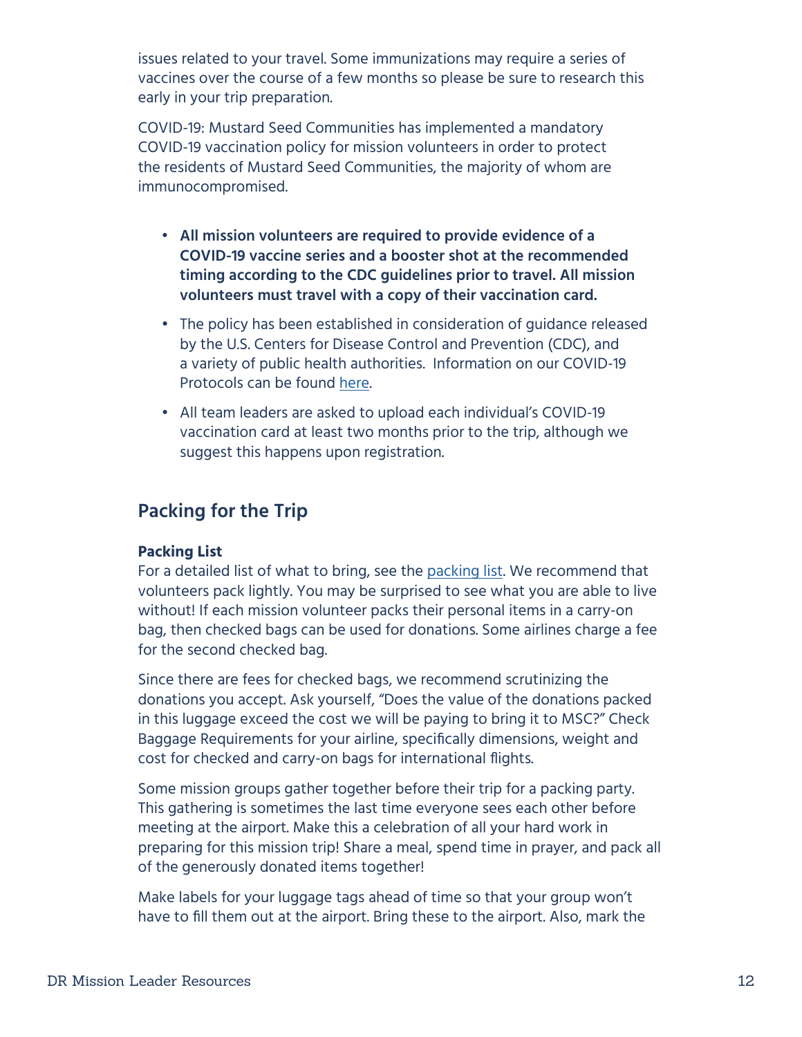issues related to your travel. Some immunizations may require a series of vaccines over the course of a few months so please be sure to research this early in your trip preparation.

COVID-19: Mustard Seed Communities has implemented a mandatory COVID-19 vaccination policy for mission volunteers in order to protect the residents of Mustard Seed Communities, the majority of whom are immunocompromised.

- **All mission volunteers are required to provide evidence of a COVID-19 vaccine series and a booster shot at the recommended timing according to the CDC guidelines prior to travel. All mission volunteers must travel with a copy of their vaccination card.**
- The policy has been established in consideration of guidance released by the U.S. Centers for Disease Control and Prevention (CDC), and a variety of public health authorities. Information on our COVID-19 Protocols can be found here.
- All team leaders are asked to upload each individual's COVID-19 vaccination card at least two months prior to the trip, although we suggest this happens upon registration.

## Packing for the Trip

**Packing List**

For a detailed list of what to bring, see the packing list. We recommend that volunteers pack lightly. You may be surprised to see what you are able to live without! If each mission volunteer packs their personal items in a carry-on bag, then checked bags can be used for donations. Some airlines charge a fee for the second checked bag.

Since there are fees for checked bags, we recommend scrutinizing the donations you accept. Ask yourself, "Does the value of the donations packed in this luggage exceed the cost we will be paying to bring it to MSC?" Check Baggage Requirements for your airline, specifically dimensions, weight and cost for checked and carry-on bags for international flights.

Some mission groups gather together before their trip for a packing party. This gathering is sometimes the last time everyone sees each other before meeting at the airport. Make this a celebration of all your hard work in preparing for this mission trip! Share a meal, spend time in prayer, and pack all of the generously donated items together!

Make labels for your luggage tags ahead of time so that your group won't have to fill them out at the airport. Bring these to the airport. Also, mark the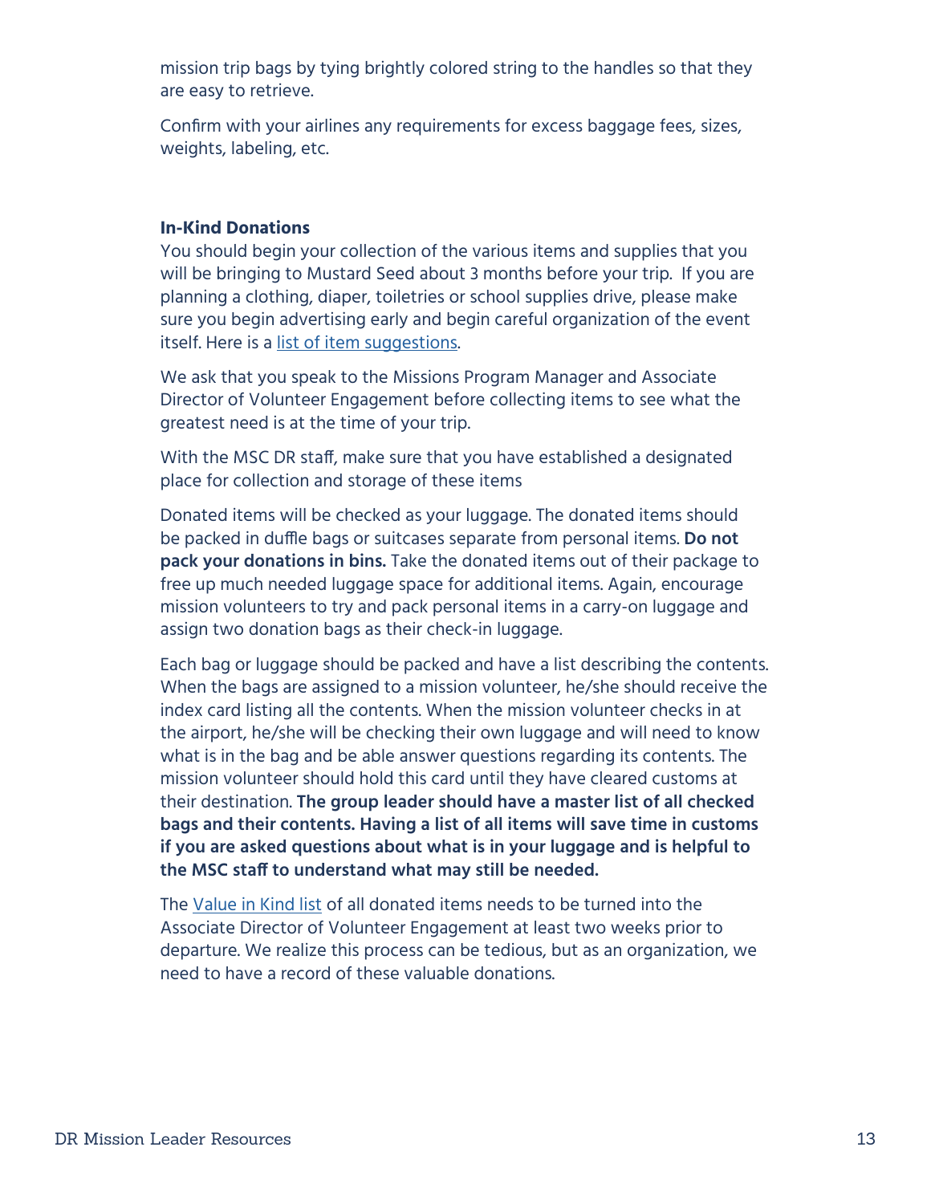mission trip bags by tying brightly colored string to the handles so that they are easy to retrieve.

Confirm with your airlines any requirements for excess baggage fees, sizes, weights, labeling, etc.

**In-Kind Donations**

You should begin your collection of the various items and supplies that you will be bringing to Mustard Seed about 3 months before your trip. If you are planning a clothing, diaper, toiletries or school supplies drive, please make sure you begin advertising early and begin careful organization of the event itself. Here is a list of item suggestions.

We ask that you speak to the Missions Program Manager and Associate Director of Volunteer Engagement before collecting items to see what the greatest need is at the time of your trip.

With the MSC DR staff, make sure that you have established a designated place for collection and storage of these items

Donated items will be checked as your luggage. The donated items should be packed in duffle bags or suitcases separate from personal items. **Do not pack your donations in bins.** Take the donated items out of their package to free up much needed luggage space for additional items. Again, encourage mission volunteers to try and pack personal items in a carry-on luggage and assign two donation bags as their check-in luggage.

Each bag or luggage should be packed and have a list describing the contents. When the bags are assigned to a mission volunteer, he/she should receive the index card listing all the contents. When the mission volunteer checks in at the airport, he/she will be checking their own luggage and will need to know what is in the bag and be able answer questions regarding its contents. The mission volunteer should hold this card until they have cleared customs at their destination. **The group leader should have a master list of all checked bags and their contents. Having a list of all items will save time in customs if you are asked questions about what is in your luggage and is helpful to the MSC staff to understand what may still be needed.**

The Value in Kind list of all donated items needs to be turned into the Associate Director of Volunteer Engagement at least two weeks prior to departure. We realize this process can be tedious, but as an organization, we need to have a record of these valuable donations.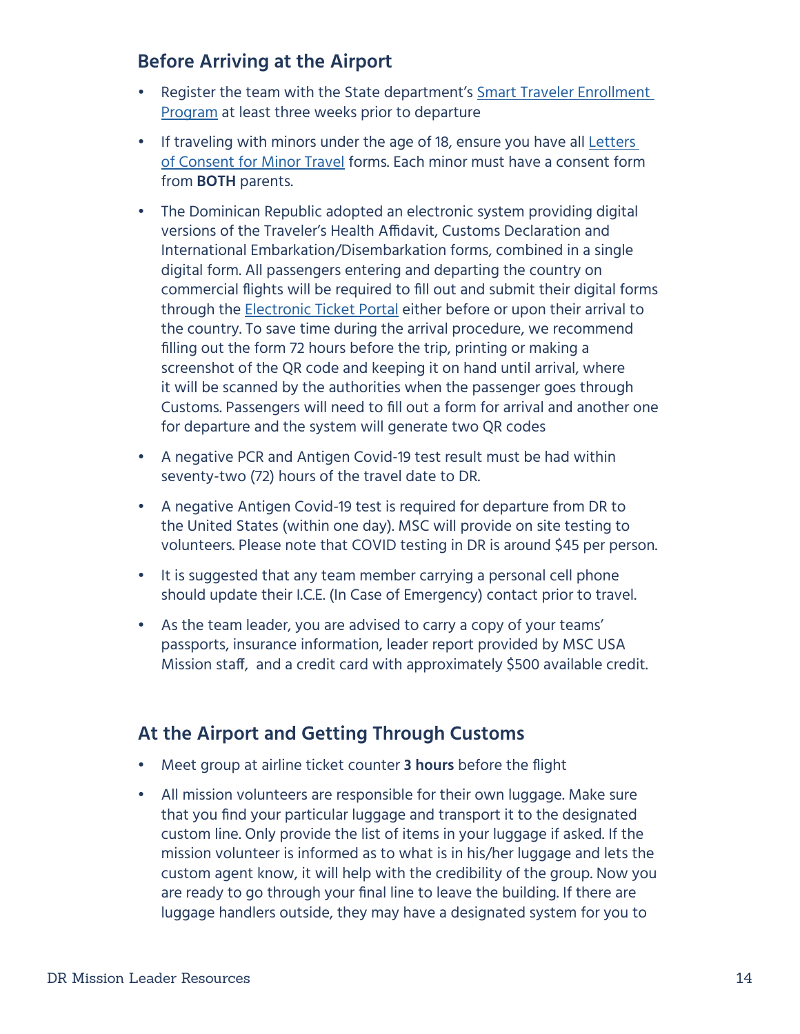## Before Arriving at the Airport

- Register the team with the State department's Smart Traveler Enrollment Program at least three weeks prior to departure
- If traveling with minors under the age of 18, ensure you have all Letters of Consent for Minor Travel forms. Each minor must have a consent form from **BOTH** parents.
- The Dominican Republic adopted an electronic system providing digital versions of the Traveler's Health Affidavit, Customs Declaration and International Embarkation/Disembarkation forms, combined in a single digital form. All passengers entering and departing the country on commercial flights will be required to fill out and submit their digital forms through the Electronic Ticket Portal either before or upon their arrival to the country. To save time during the arrival procedure, we recommend filling out the form 72 hours before the trip, printing or making a screenshot of the QR code and keeping it on hand until arrival, where it will be scanned by the authorities when the passenger goes through Customs. Passengers will need to fill out a form for arrival and another one for departure and the system will generate two QR codes
- A negative PCR and Antigen Covid-19 test result must be had within seventy-two (72) hours of the travel date to DR.
- A negative Antigen Covid-19 test is required for departure from DR to the United States (within one day). MSC will provide on site testing to volunteers. Please note that COVID testing in DR is around $45 per person.
- It is suggested that any team member carrying a personal cell phone should update their I.C.E. (In Case of Emergency) contact prior to travel.
- As the team leader, you are advised to carry a copy of your teams' passports, insurance information, leader report provided by MSC USA Mission staff, and a credit card with approximately $500 available credit.

## At the Airport and Getting Through Customs

- Meet group at airline ticket counter **3 hours** before the flight
- All mission volunteers are responsible for their own luggage. Make sure that you find your particular luggage and transport it to the designated custom line. Only provide the list of items in your luggage if asked. If the mission volunteer is informed as to what is in his/her luggage and lets the custom agent know, it will help with the credibility of the group. Now you are ready to go through your final line to leave the building. If there are luggage handlers outside, they may have a designated system for you to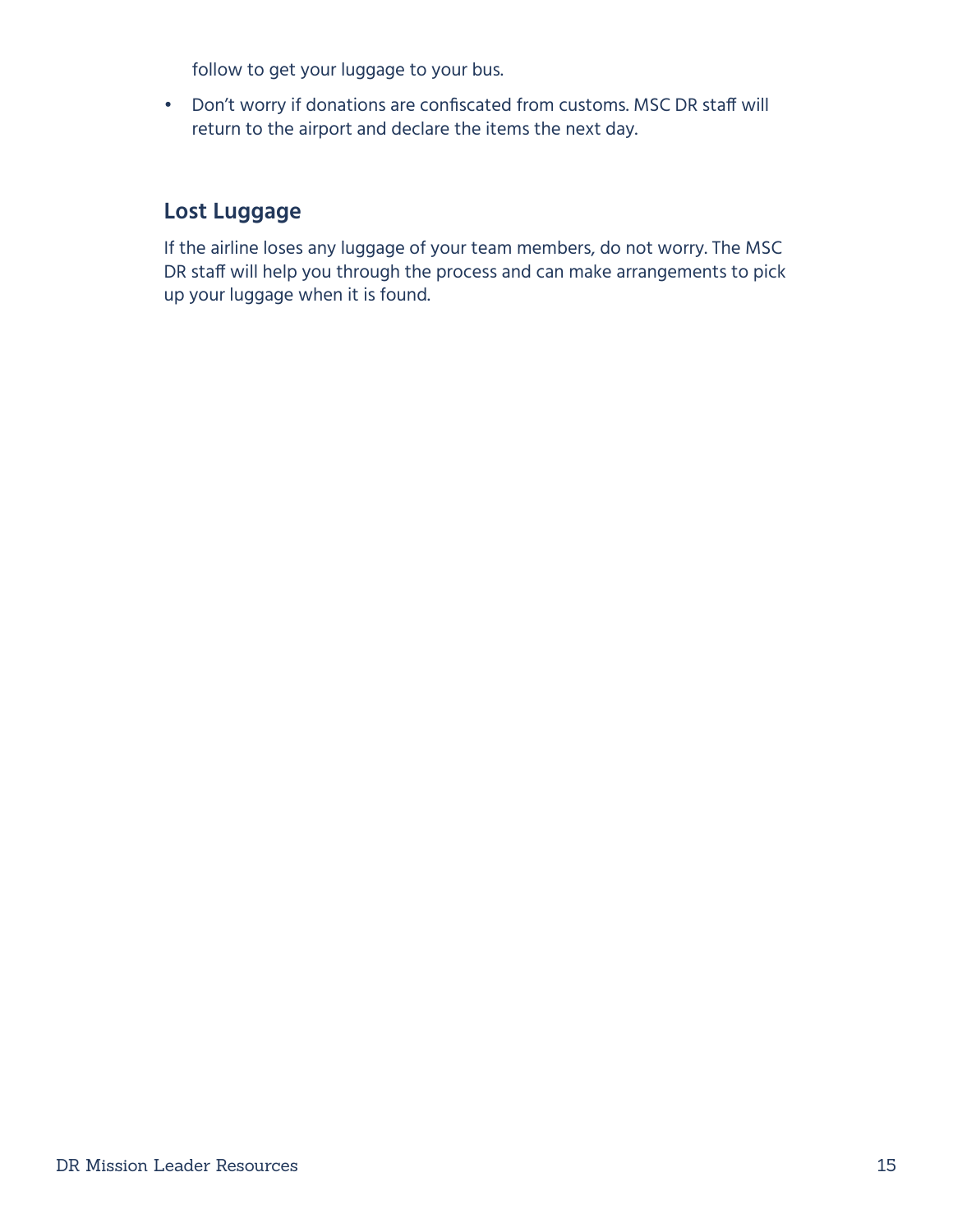follow to get your luggage to your bus.

- Don't worry if donations are confiscated from customs. MSC DR staff will return to the airport and declare the items the next day.

## Lost Luggage

If the airline loses any luggage of your team members, do not worry. The MSC DR staff will help you through the process and can make arrangements to pick up your luggage when it is found.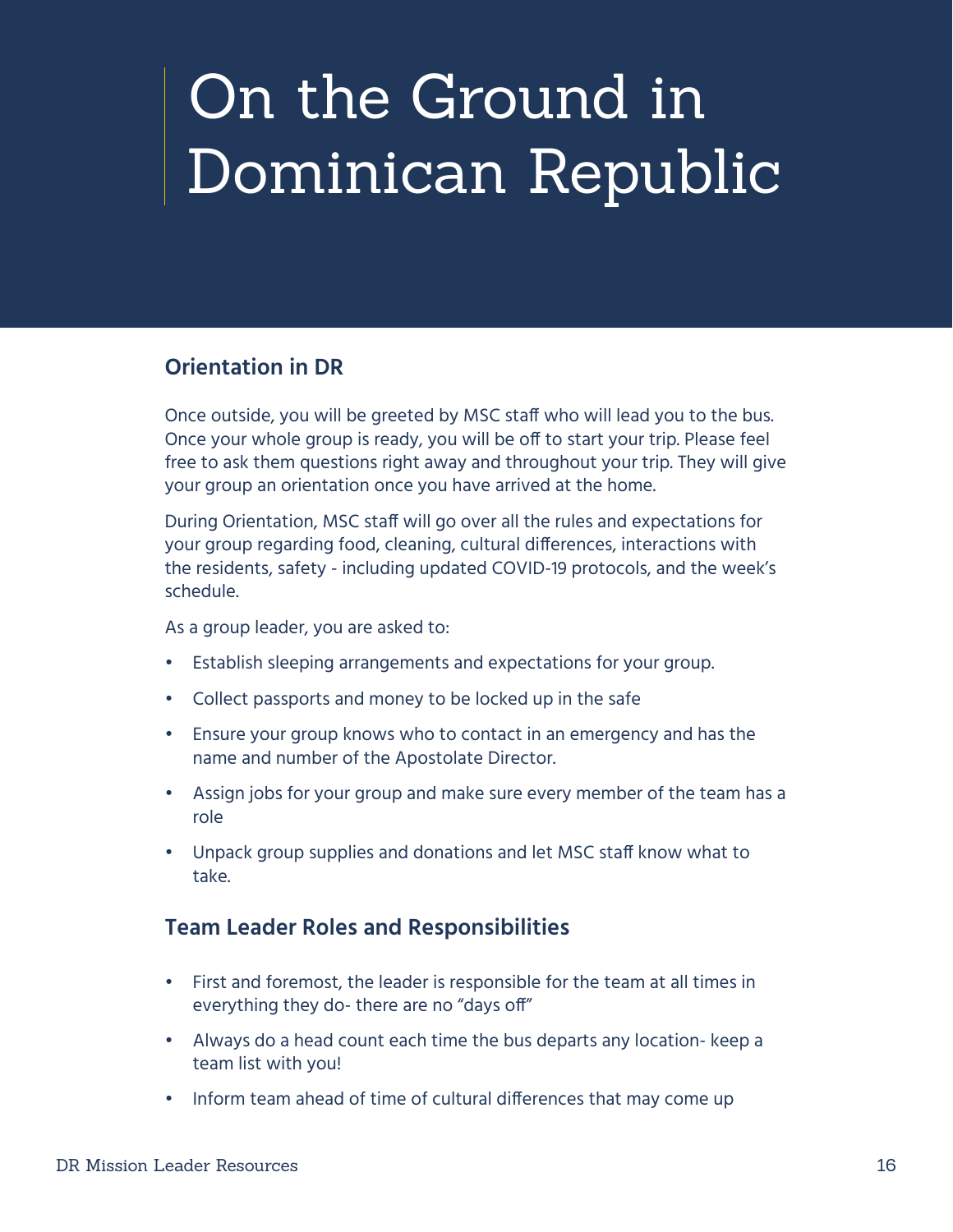# On the Ground in Dominican Republic

## Orientation in DR

Once outside, you will be greeted by MSC staff who will lead you to the bus. Once your whole group is ready, you will be off to start your trip. Please feel free to ask them questions right away and throughout your trip. They will give your group an orientation once you have arrived at the home.

During Orientation, MSC staff will go over all the rules and expectations for your group regarding food, cleaning, cultural differences, interactions with the residents, safety - including updated COVID-19 protocols, and the week's schedule.

As a group leader, you are asked to:

- Establish sleeping arrangements and expectations for your group.
- Collect passports and money to be locked up in the safe
- Ensure your group knows who to contact in an emergency and has the name and number of the Apostolate Director.
- Assign jobs for your group and make sure every member of the team has a role
- Unpack group supplies and donations and let MSC staff know what to take.

## Team Leader Roles and Responsibilities

- First and foremost, the leader is responsible for the team at all times in everything they do- there are no "days off"
- Always do a head count each time the bus departs any location- keep a team list with you!
- Inform team ahead of time of cultural differences that may come up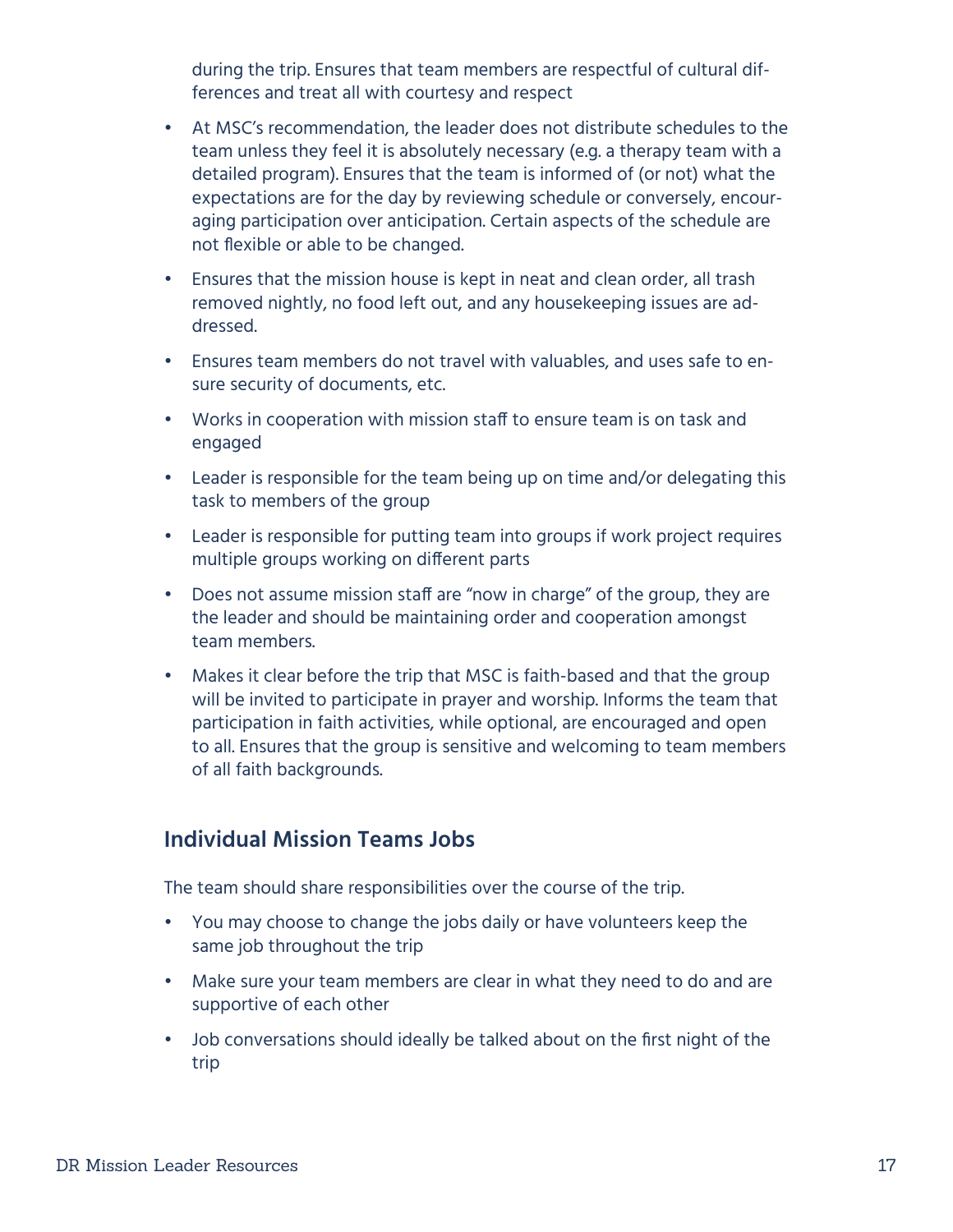during the trip. Ensures that team members are respectful of cultural differences and treat all with courtesy and respect

- At MSC's recommendation, the leader does not distribute schedules to the team unless they feel it is absolutely necessary (e.g. a therapy team with a detailed program). Ensures that the team is informed of (or not) what the expectations are for the day by reviewing schedule or conversely, encouraging participation over anticipation. Certain aspects of the schedule are not flexible or able to be changed.
- Ensures that the mission house is kept in neat and clean order, all trash removed nightly, no food left out, and any housekeeping issues are addressed.
- Ensures team members do not travel with valuables, and uses safe to ensure security of documents, etc.
- Works in cooperation with mission staff to ensure team is on task and engaged
- Leader is responsible for the team being up on time and/or delegating this task to members of the group
- Leader is responsible for putting team into groups if work project requires multiple groups working on different parts
- Does not assume mission staff are "now in charge" of the group, they are the leader and should be maintaining order and cooperation amongst team members.
- Makes it clear before the trip that MSC is faith-based and that the group will be invited to participate in prayer and worship. Informs the team that participation in faith activities, while optional, are encouraged and open to all. Ensures that the group is sensitive and welcoming to team members of all faith backgrounds.

## Individual Mission Teams Jobs

The team should share responsibilities over the course of the trip.

- You may choose to change the jobs daily or have volunteers keep the same job throughout the trip
- Make sure your team members are clear in what they need to do and are supportive of each other
- Job conversations should ideally be talked about on the first night of the trip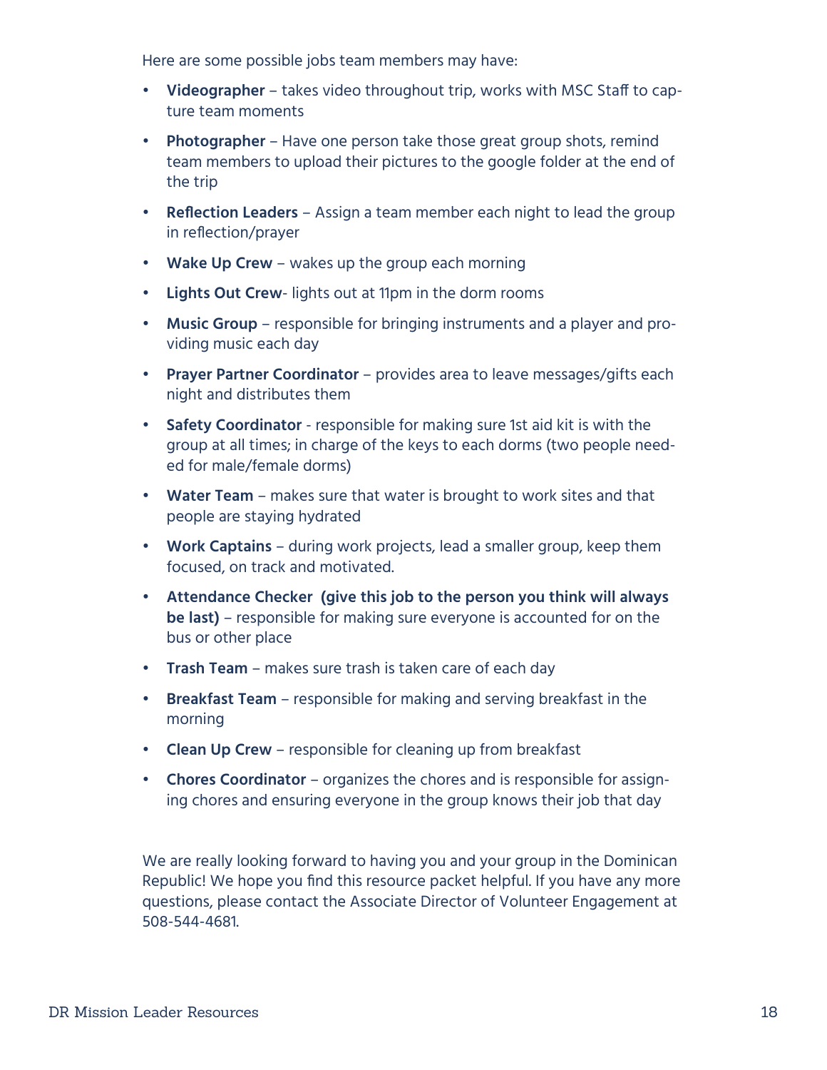Here are some possible jobs team members may have:

- **Videographer** – takes video throughout trip, works with MSC Staff to capture team moments
- **Photographer** – Have one person take those great group shots, remind team members to upload their pictures to the google folder at the end of the trip
- **Reflection Leaders** – Assign a team member each night to lead the group in reflection/prayer
- **Wake Up Crew** – wakes up the group each morning
- **Lights Out Crew**- lights out at 11pm in the dorm rooms
- **Music Group** – responsible for bringing instruments and a player and providing music each day
- **Prayer Partner Coordinator** – provides area to leave messages/gifts each night and distributes them
- **Safety Coordinator** - responsible for making sure 1st aid kit is with the group at all times; in charge of the keys to each dorms (two people needed for male/female dorms)
- **Water Team** – makes sure that water is brought to work sites and that people are staying hydrated
- **Work Captains** – during work projects, lead a smaller group, keep them focused, on track and motivated.
- **Attendance Checker (give this job to the person you think will always be last)** – responsible for making sure everyone is accounted for on the bus or other place
- **Trash Team** – makes sure trash is taken care of each day
- **Breakfast Team** – responsible for making and serving breakfast in the morning
- **Clean Up Crew** – responsible for cleaning up from breakfast
- **Chores Coordinator** – organizes the chores and is responsible for assigning chores and ensuring everyone in the group knows their job that day

We are really looking forward to having you and your group in the Dominican Republic! We hope you find this resource packet helpful. If you have any more questions, please contact the Associate Director of Volunteer Engagement at 508-544-4681.